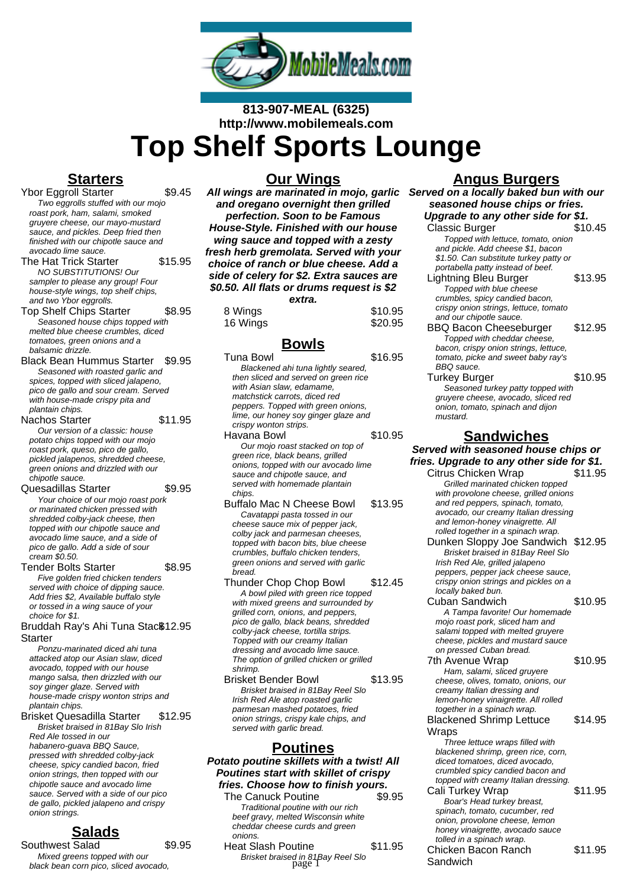813-907-MEAL (6325)
http://www.mobilemeals.com

# Top Shelf Sports Lounge

## Starters

Ybor Eggroll Starter $9.45
*Two eggrolls stuffed with our mojo roast pork, ham, salami, smoked gruyere cheese, our mayo-mustard sauce, and pickles. Deep fried then finished with our chipotle sauce and avocado lime sauce.*

The Hat Trick Starter $15.95
*NO SUBSTITUTIONS! Our sampler to please any group! Four house-style wings, top shelf chips, and two Ybor eggrolls.*

Top Shelf Chips Starter $8.95
*Seasoned house chips topped with melted blue cheese crumbles, diced tomatoes, green onions and a balsamic drizzle.*

Black Bean Hummus Starter $9.95
*Seasoned with roasted garlic and spices, topped with sliced jalapeno, pico de gallo and sour cream. Served with house-made crispy pita and plantain chips.*

Nachos Starter $11.95
*Our version of a classic: house potato chips topped with our mojo roast pork, queso, pico de gallo, pickled jalapenos, shredded cheese, green onions and drizzled with our chipotle sauce.*

Quesadillas Starter $9.95
*Your choice of our mojo roast pork or marinated chicken pressed with shredded colby-jack cheese, then topped with our chipotle sauce and avocado lime sauce, and a side of pico de gallo. Add a side of sour cream $0.50.*

Tender Bolts Starter $8.95
*Five golden fried chicken tenders served with choice of dipping sauce. Add fries $2, Available buffalo style or tossed in a wing sauce of your choice for $1.*

Bruddah Ray's Ahi Tuna Stack Starter $12.95
*Ponzu-marinated diced ahi tuna attacked atop our Asian slaw, diced avocado, topped with our house mango salsa, then drizzled with our soy ginger glaze. Served with house-made crispy wonton strips and plantain chips.*

Brisket Quesadilla Starter $12.95
*Brisket braised in 81Bay Slo Irish Red Ale tossed in our habanero-guava BBQ Sauce, pressed with shredded colby-jack cheese, spicy candied bacon, fried onion strings, then topped with our chipotle sauce and avocado lime sauce. Served with a side of our pico de gallo, pickled jalapeno and crispy onion strings.*

## Salads

Southwest Salad $9.95
*Mixed greens topped with our black bean corn pico, sliced avocado,*

## Our Wings

**All wings are marinated in mojo, garlic and oregano overnight then grilled perfection. Soon to be Famous House-Style. Finished with our house wing sauce and topped with a zesty fresh herb gremolata. Served with your choice of ranch or blue cheese. Add a side of celery for $2. Extra sauces are $0.50. All flats or drums request is $2 extra.**

8 Wings $10.95
16 Wings $20.95

## Bowls

Tuna Bowl $16.95
*Blackened ahi tuna lightly seared, then sliced and served on green rice with Asian slaw, edamame, matchstick carrots, diced red peppers. Topped with green onions, lime, our honey soy ginger glaze and crispy wonton strips.*

Havana Bowl $10.95
*Our mojo roast stacked on top of green rice, black beans, grilled onions, topped with our avocado lime sauce and chipotle sauce, and served with homemade plantain chips.*

Buffalo Mac N Cheese Bowl $13.95
*Cavatappi pasta tossed in our cheese sauce mix of pepper jack, colby jack and parmesan cheeses, topped with bacon bits, blue cheese crumbles, buffalo chicken tenders, green onions and served with garlic bread.*

Thunder Chop Chop Bowl $12.45
*A bowl piled with green rice topped with mixed greens and surrounded by grilled corn, onions, and peppers, pico de gallo, black beans, shredded colby-jack cheese, tortilla strips. Topped with our creamy Italian dressing and avocado lime sauce. The option of grilled chicken or grilled shrimp.*

Brisket Bender Bowl $13.95
*Brisket braised in 81Bay Reel Slo Irish Red Ale atop roasted garlic parmesan mashed potatoes, fried onion strings, crispy kale chips, and served with garlic bread.*

## Poutines

**Potato poutine skillets with a twist! All Poutines start with skillet of crispy fries. Choose how to finish yours.**

The Canuck Poutine $9.95
*Traditional poutine with our rich beef gravy, melted Wisconsin white cheddar cheese curds and green onions.*

Heat Slash Poutine $11.95
*Brisket braised in 81Bay Reel Slo*

## Angus Burgers

**Served on a locally baked bun with our seasoned house chips or fries. Upgrade to any other side for $1.**

Classic Burger $10.45
*Topped with lettuce, tomato, onion and pickle. Add cheese $1, bacon $1.50. Can substitute turkey patty or portabella patty instead of beef.*

Lightning Bleu Burger $13.95
*Topped with blue cheese crumbles, spicy candied bacon, crispy onion strings, lettuce, tomato and our chipotle sauce.*

BBQ Bacon Cheeseburger $12.95
*Topped with cheddar cheese, bacon, crispy onion strings, lettuce, tomato, picke and sweet baby ray's BBQ sauce.*

Turkey Burger $10.95
*Seasoned turkey patty topped with gruyere cheese, avocado, sliced red onion, tomato, spinach and dijon mustard.*

## Sandwiches

**Served with seasoned house chips or fries. Upgrade to any other side for $1.**

Citrus Chicken Wrap $11.95
*Grilled marinated chicken topped with provolone cheese, grilled onions and red peppers, spinach, tomato, avocado, our creamy Italian dressing and lemon-honey vinaigrette. All rolled together in a spinach wrap.*

Dunken Sloppy Joe Sandwich $12.95
*Brisket braised in 81Bay Reel Slo Irish Red Ale, grilled jalapeno peppers, pepper jack cheese sauce, crispy onion strings and pickles on a locally baked bun.*

Cuban Sandwich $10.95
*A Tampa favorite! Our homemade mojo roast pork, sliced ham and salami topped with melted gruyere cheese, pickles and mustard sauce on pressed Cuban bread.*

7th Avenue Wrap $10.95
*Ham, salami, sliced gruyere cheese, olives, tomato, onions, our creamy Italian dressing and lemon-honey vinaigrette. All rolled together in a spinach wrap.*

Blackened Shrimp Lettuce Wraps $14.95
*Three lettuce wraps filled with blackened shrimp, green rice, corn, diced tomatoes, diced avocado, crumbled spicy candied bacon and topped with our creamy Italian dressing.*

Cali Turkey Wrap $11.95
*Boar's Head turkey breast, spinach, tomato, cucumber, red onion, provolone cheese, lemon honey vinaigrette, avocado sauce tolled in a spinach wrap.*

Chicken Bacon Ranch Sandwich $11.95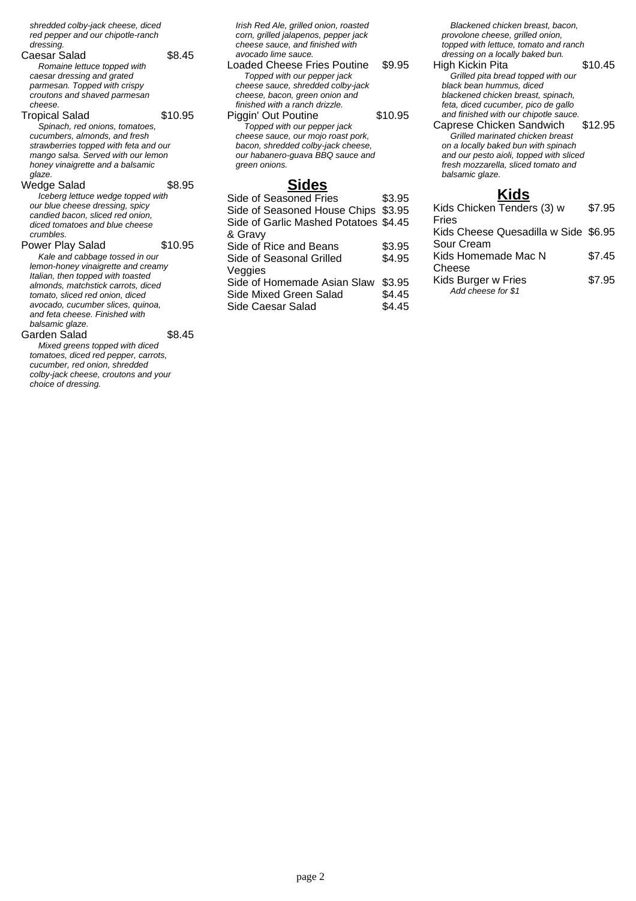*shredded colby-jack cheese, diced red pepper and our chipotle-ranch dressing.*

Caesar Salad $8.45

*Romaine lettuce topped with caesar dressing and grated parmesan. Topped with crispy croutons and shaved parmesan cheese.*

Tropical Salad $10.95

*Spinach, red onions, tomatoes, cucumbers, almonds, and fresh strawberries topped with feta and our mango salsa. Served with our lemon honey vinaigrette and a balsamic glaze.*

Wedge Salad $8.95

*Iceberg lettuce wedge topped with our blue cheese dressing, spicy candied bacon, sliced red onion, diced tomatoes and blue cheese crumbles.*

Power Play Salad $10.95

*Kale and cabbage tossed in our lemon-honey vinaigrette and creamy Italian, then topped with toasted almonds, matchstick carrots, diced tomato, sliced red onion, diced avocado, cucumber slices, quinoa, and feta cheese. Finished with balsamic glaze.*

Garden Salad $8.45

*Mixed greens topped with diced tomatoes, diced red pepper, carrots, cucumber, red onion, shredded colby-jack cheese, croutons and your choice of dressing.*

*Irish Red Ale, grilled onion, roasted corn, grilled jalapenos, pepper jack cheese sauce, and finished with avocado lime sauce.*

Loaded Cheese Fries Poutine $9.95

*Topped with our pepper jack cheese sauce, shredded colby-jack cheese, bacon, green onion and finished with a ranch drizzle.*

Piggin' Out Poutine $10.95

*Topped with our pepper jack cheese sauce, our mojo roast pork, bacon, shredded colby-jack cheese, our habanero-guava BBQ sauce and green onions.*

## Sides

| | |
|---|---|
| Side of Seasoned Fries | $3.95 |
| Side of Seasoned House Chips | $3.95 |
| Side of Garlic Mashed Potatoes & Gravy | $4.45 |
| Side of Rice and Beans | $3.95 |
| Side of Seasonal Grilled Veggies | $4.95 |
| Side of Homemade Asian Slaw | $3.95 |
| Side Mixed Green Salad | $4.45 |
| Side Caesar Salad | $4.45 |

*Blackened chicken breast, bacon, provolone cheese, grilled onion, topped with lettuce, tomato and ranch dressing on a locally baked bun.*

High Kickin Pita $10.45

*Grilled pita bread topped with our black bean hummus, diced blackened chicken breast, spinach, feta, diced cucumber, pico de gallo and finished with our chipotle sauce.*

Caprese Chicken Sandwich $12.95

*Grilled marinated chicken breast on a locally baked bun with spinach and our pesto aioli, topped with sliced fresh mozzarella, sliced tomato and balsamic glaze.*

## Kids

| | |
|---|---|
| Kids Chicken Tenders (3) w Fries | $7.95 |
| Kids Cheese Quesadilla w Side Sour Cream | $6.95 |
| Kids Homemade Mac N Cheese | $7.45 |
| Kids Burger w Fries | $7.95 |

*Add cheese for $1*